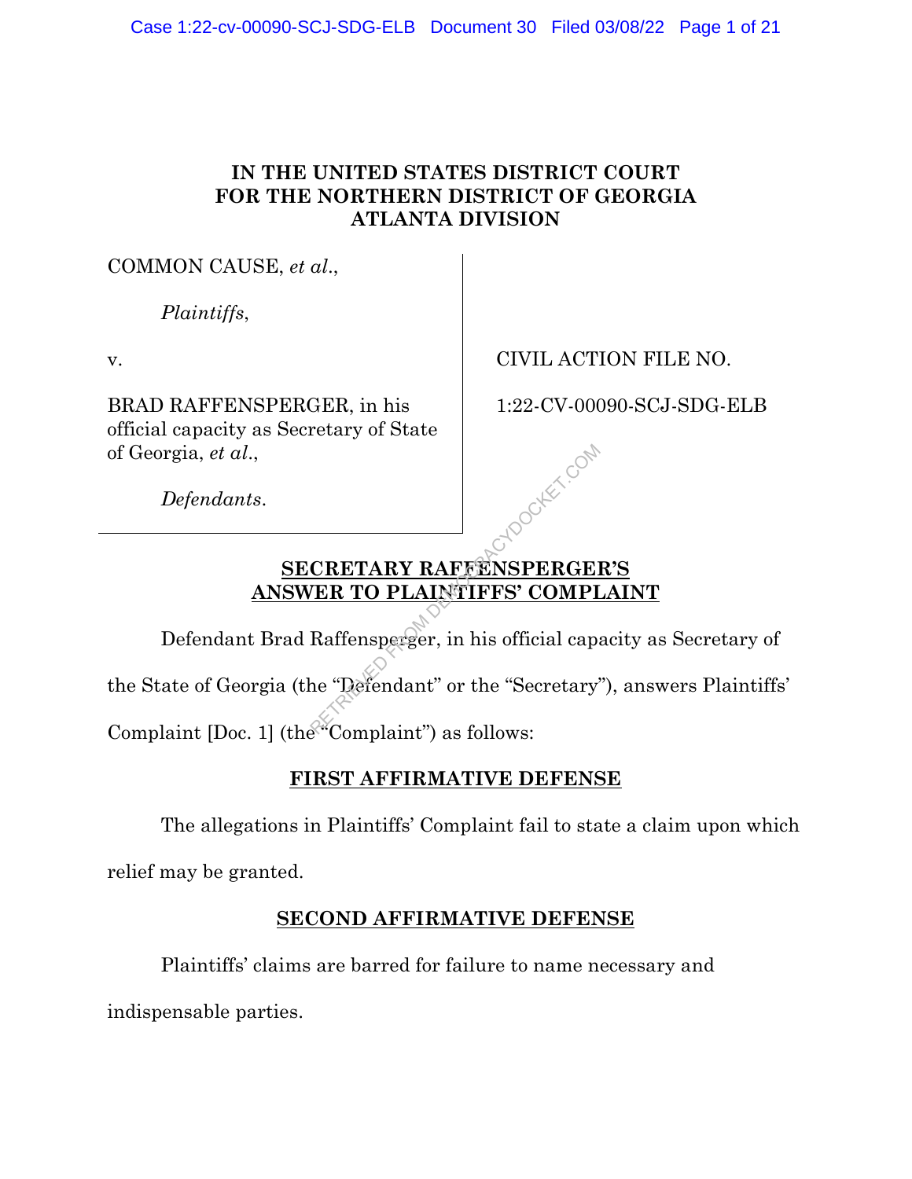**IN THE UNITED STATES DISTRICT COURT**
**FOR THE NORTHERN DISTRICT OF GEORGIA**
**ATLANTA DIVISION**

| | |
|---|---|
| COMMON CAUSE, *et al*., | |
| *Plaintiffs*, | |
| v. | CIVIL ACTION FILE NO. |
| BRAD RAFFENSPERGER, in his official capacity as Secretary of State of Georgia, *et al*., | 1:22-CV-00090-SCJ-SDG-ELB |
| *Defendants*. | |

## SECRETARY RAFFENSPERGER'S ANSWER TO PLAINTIFFS' COMPLAINT

Defendant Brad Raffensperger, in his official capacity as Secretary of the State of Georgia (the "Defendant" or the "Secretary"), answers Plaintiffs' Complaint [Doc. 1] (the "Complaint") as follows:

## FIRST AFFIRMATIVE DEFENSE

The allegations in Plaintiffs' Complaint fail to state a claim upon which relief may be granted.

## SECOND AFFIRMATIVE DEFENSE

Plaintiffs' claims are barred for failure to name necessary and indispensable parties.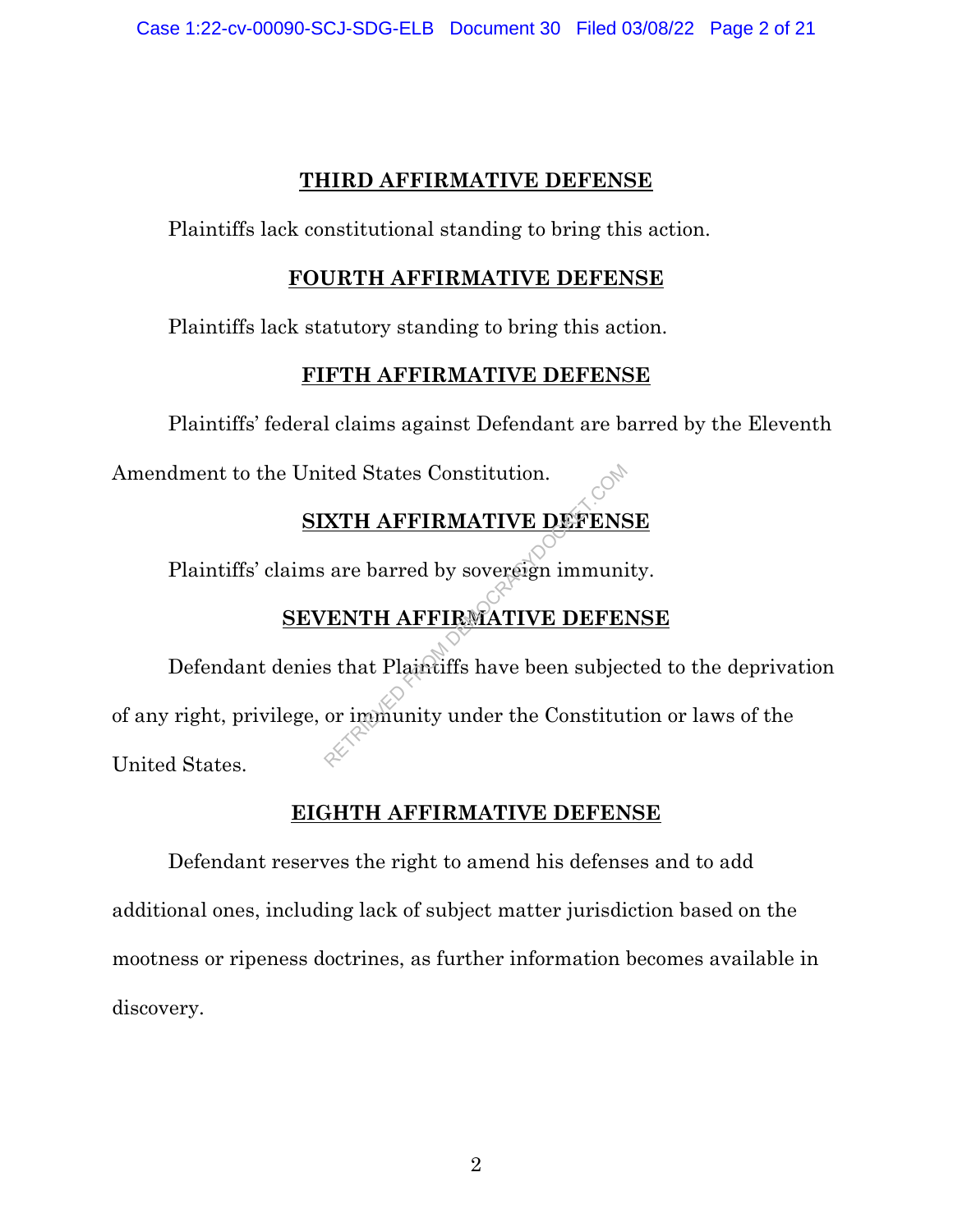## THIRD AFFIRMATIVE DEFENSE

Plaintiffs lack constitutional standing to bring this action.

## FOURTH AFFIRMATIVE DEFENSE

Plaintiffs lack statutory standing to bring this action.

## FIFTH AFFIRMATIVE DEFENSE

Plaintiffs' federal claims against Defendant are barred by the Eleventh Amendment to the United States Constitution.

## SIXTH AFFIRMATIVE DEFENSE

Plaintiffs' claims are barred by sovereign immunity.

## SEVENTH AFFIRMATIVE DEFENSE

Defendant denies that Plaintiffs have been subjected to the deprivation of any right, privilege, or immunity under the Constitution or laws of the United States.

## EIGHTH AFFIRMATIVE DEFENSE

Defendant reserves the right to amend his defenses and to add additional ones, including lack of subject matter jurisdiction based on the mootness or ripeness doctrines, as further information becomes available in discovery.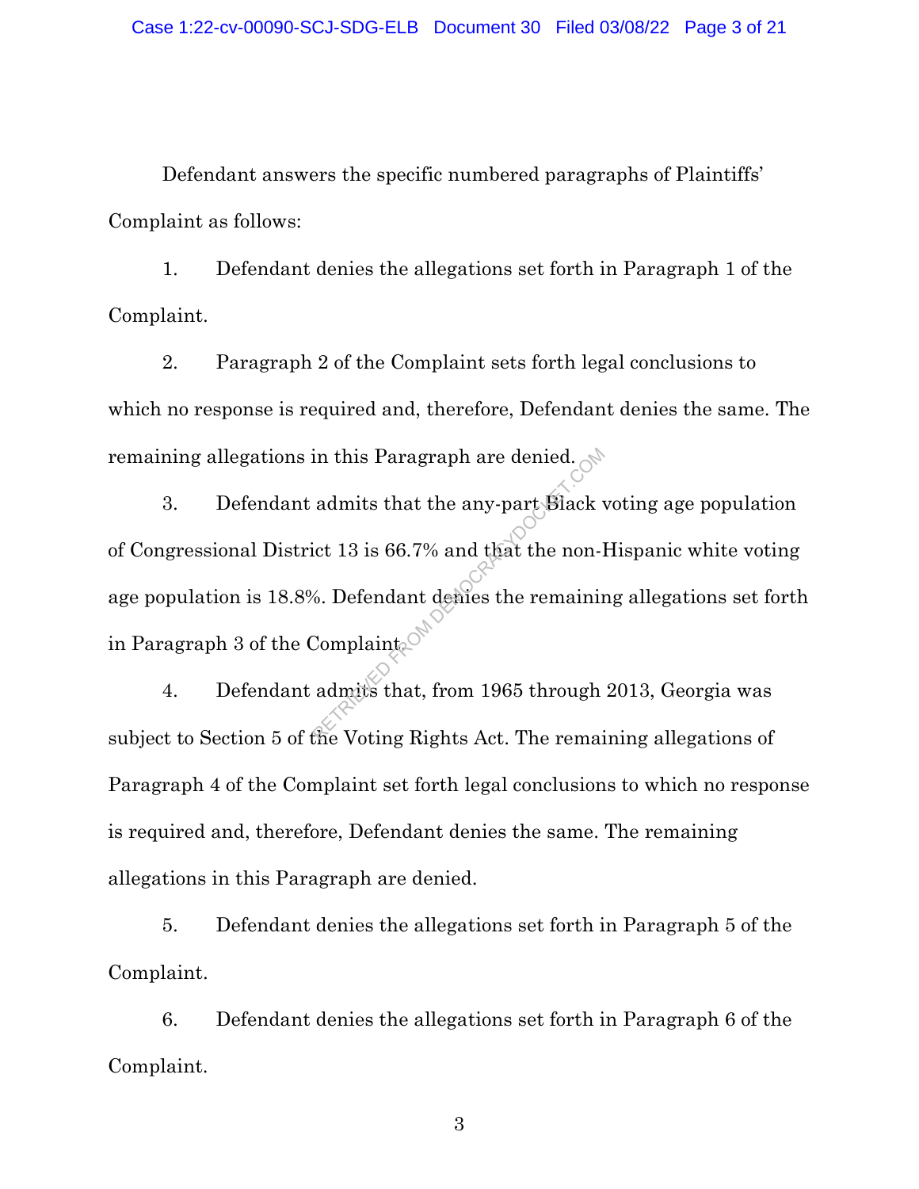Defendant answers the specific numbered paragraphs of Plaintiffs' Complaint as follows:

1. Defendant denies the allegations set forth in Paragraph 1 of the Complaint.

2. Paragraph 2 of the Complaint sets forth legal conclusions to which no response is required and, therefore, Defendant denies the same. The remaining allegations in this Paragraph are denied.

3. Defendant admits that the any-part Black voting age population of Congressional District 13 is 66.7% and that the non-Hispanic white voting age population is 18.8%. Defendant denies the remaining allegations set forth in Paragraph 3 of the Complaint.

4. Defendant admits that, from 1965 through 2013, Georgia was subject to Section 5 of the Voting Rights Act. The remaining allegations of Paragraph 4 of the Complaint set forth legal conclusions to which no response is required and, therefore, Defendant denies the same. The remaining allegations in this Paragraph are denied.

5. Defendant denies the allegations set forth in Paragraph 5 of the Complaint.

6. Defendant denies the allegations set forth in Paragraph 6 of the Complaint.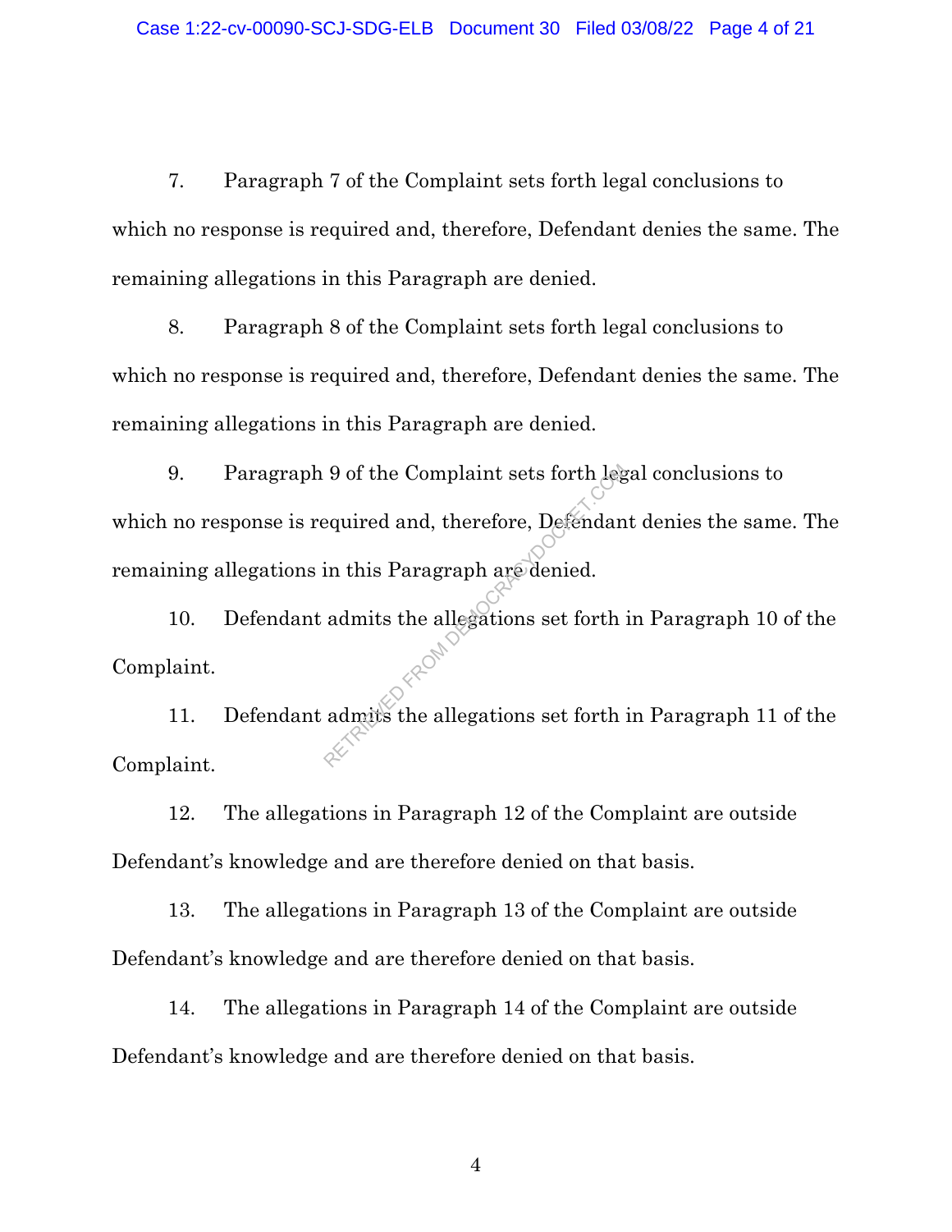7. Paragraph 7 of the Complaint sets forth legal conclusions to which no response is required and, therefore, Defendant denies the same. The remaining allegations in this Paragraph are denied.

8. Paragraph 8 of the Complaint sets forth legal conclusions to which no response is required and, therefore, Defendant denies the same. The remaining allegations in this Paragraph are denied.

9. Paragraph 9 of the Complaint sets forth legal conclusions to which no response is required and, therefore, Defendant denies the same. The remaining allegations in this Paragraph are denied.

10. Defendant admits the allegations set forth in Paragraph 10 of the Complaint.

11. Defendant admits the allegations set forth in Paragraph 11 of the Complaint.

12. The allegations in Paragraph 12 of the Complaint are outside Defendant's knowledge and are therefore denied on that basis.

13. The allegations in Paragraph 13 of the Complaint are outside Defendant's knowledge and are therefore denied on that basis.

14. The allegations in Paragraph 14 of the Complaint are outside Defendant's knowledge and are therefore denied on that basis.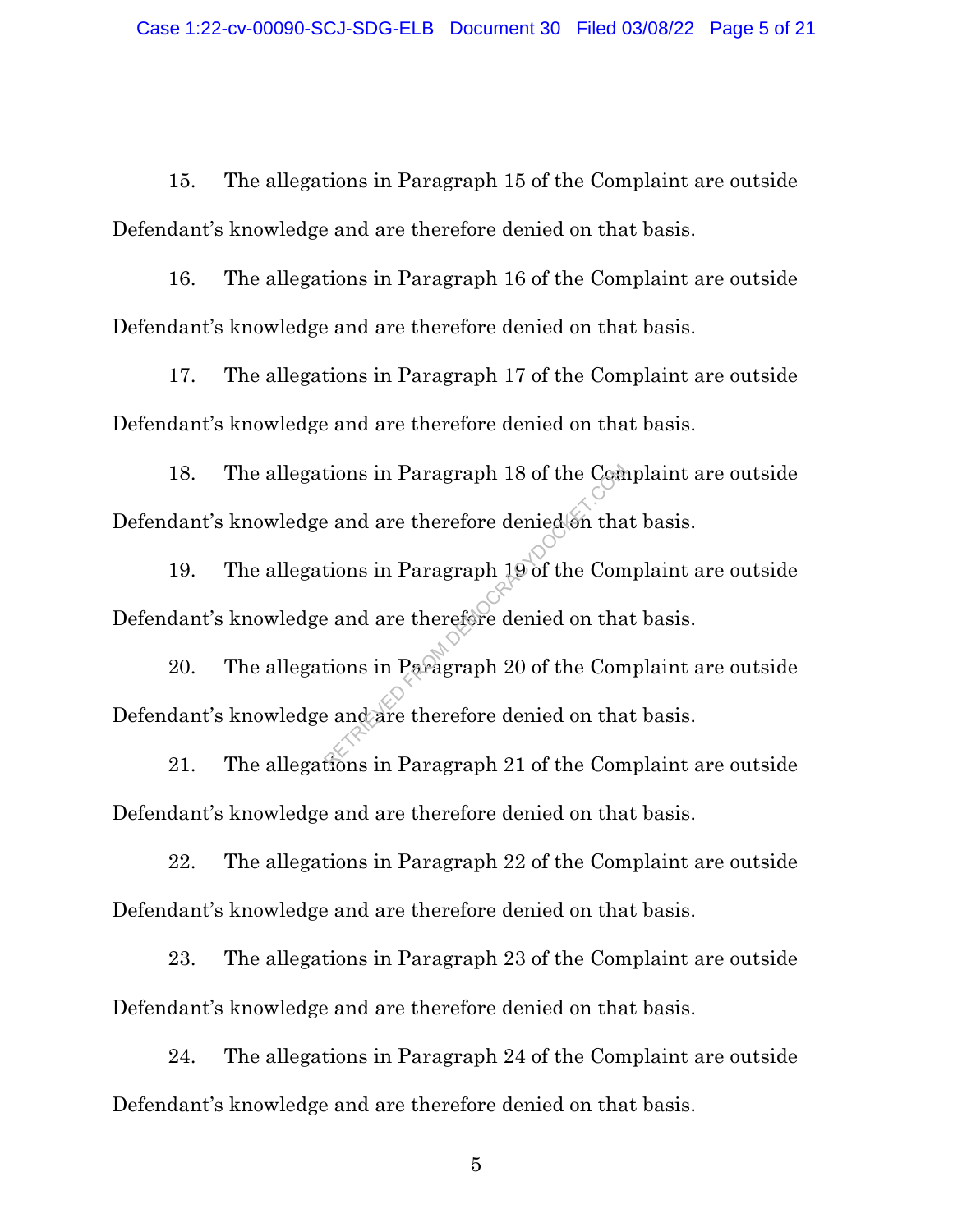15. The allegations in Paragraph 15 of the Complaint are outside Defendant's knowledge and are therefore denied on that basis.

16. The allegations in Paragraph 16 of the Complaint are outside Defendant's knowledge and are therefore denied on that basis.

17. The allegations in Paragraph 17 of the Complaint are outside Defendant's knowledge and are therefore denied on that basis.

18. The allegations in Paragraph 18 of the Complaint are outside Defendant's knowledge and are therefore denied on that basis.

19. The allegations in Paragraph 19 of the Complaint are outside Defendant's knowledge and are therefore denied on that basis.

20. The allegations in Paragraph 20 of the Complaint are outside Defendant's knowledge and are therefore denied on that basis.

21. The allegations in Paragraph 21 of the Complaint are outside Defendant's knowledge and are therefore denied on that basis.

22. The allegations in Paragraph 22 of the Complaint are outside Defendant's knowledge and are therefore denied on that basis.

23. The allegations in Paragraph 23 of the Complaint are outside Defendant's knowledge and are therefore denied on that basis.

24. The allegations in Paragraph 24 of the Complaint are outside Defendant's knowledge and are therefore denied on that basis.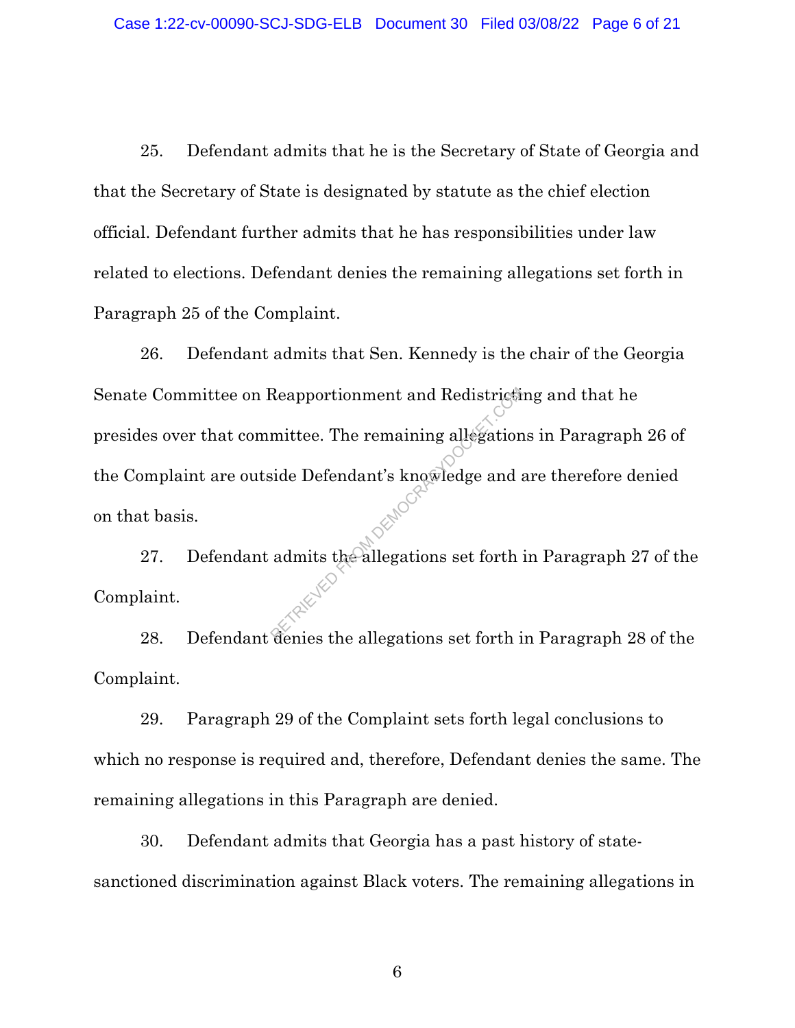25. Defendant admits that he is the Secretary of State of Georgia and that the Secretary of State is designated by statute as the chief election official. Defendant further admits that he has responsibilities under law related to elections. Defendant denies the remaining allegations set forth in Paragraph 25 of the Complaint.

26. Defendant admits that Sen. Kennedy is the chair of the Georgia Senate Committee on Reapportionment and Redistricting and that he presides over that committee. The remaining allegations in Paragraph 26 of the Complaint are outside Defendant's knowledge and are therefore denied on that basis.

27. Defendant admits the allegations set forth in Paragraph 27 of the Complaint.

28. Defendant denies the allegations set forth in Paragraph 28 of the Complaint.

29. Paragraph 29 of the Complaint sets forth legal conclusions to which no response is required and, therefore, Defendant denies the same. The remaining allegations in this Paragraph are denied.

30. Defendant admits that Georgia has a past history of state-sanctioned discrimination against Black voters. The remaining allegations in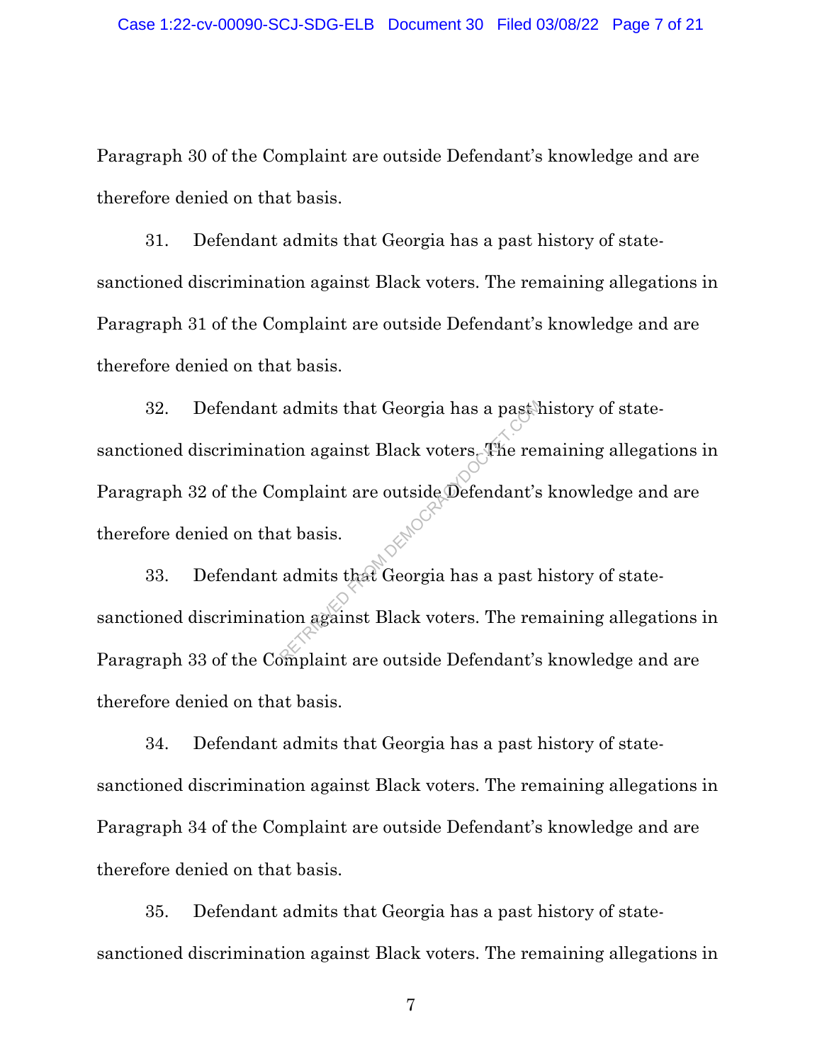Paragraph 30 of the Complaint are outside Defendant's knowledge and are therefore denied on that basis.

31. Defendant admits that Georgia has a past history of state-sanctioned discrimination against Black voters. The remaining allegations in Paragraph 31 of the Complaint are outside Defendant's knowledge and are therefore denied on that basis.

32. Defendant admits that Georgia has a past history of state-sanctioned discrimination against Black voters. The remaining allegations in Paragraph 32 of the Complaint are outside Defendant's knowledge and are therefore denied on that basis.

33. Defendant admits that Georgia has a past history of state-sanctioned discrimination against Black voters. The remaining allegations in Paragraph 33 of the Complaint are outside Defendant's knowledge and are therefore denied on that basis.

34. Defendant admits that Georgia has a past history of state-sanctioned discrimination against Black voters. The remaining allegations in Paragraph 34 of the Complaint are outside Defendant's knowledge and are therefore denied on that basis.

35. Defendant admits that Georgia has a past history of state-sanctioned discrimination against Black voters. The remaining allegations in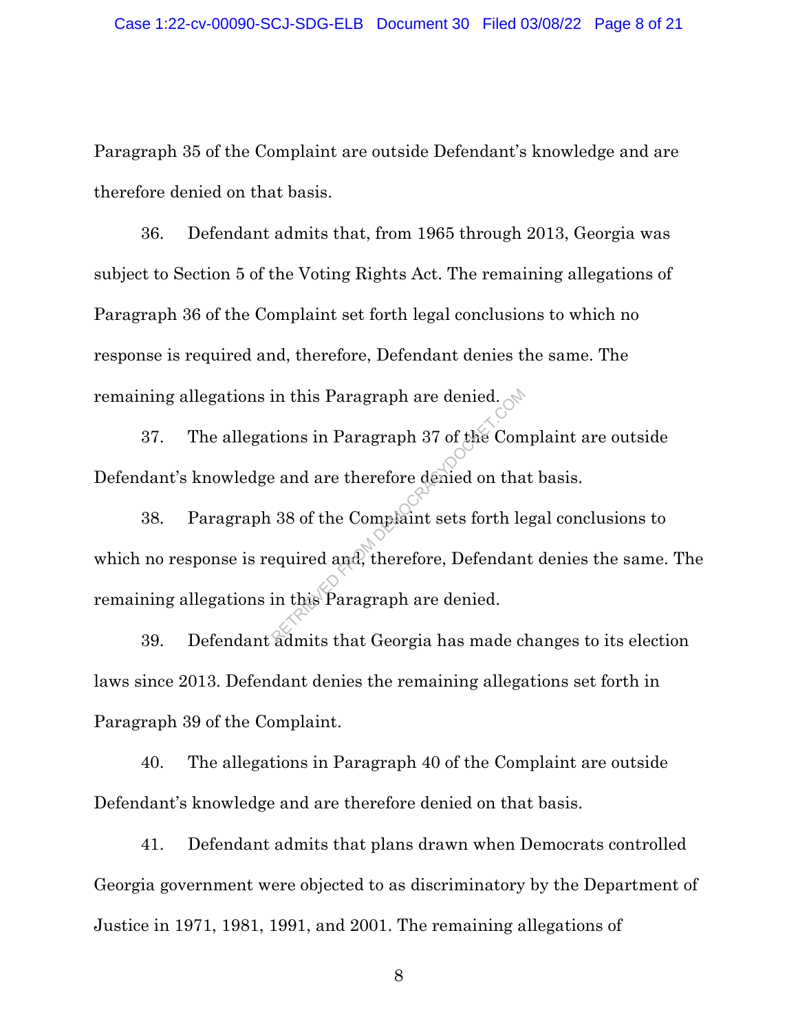Paragraph 35 of the Complaint are outside Defendant's knowledge and are therefore denied on that basis.

36. Defendant admits that, from 1965 through 2013, Georgia was subject to Section 5 of the Voting Rights Act. The remaining allegations of Paragraph 36 of the Complaint set forth legal conclusions to which no response is required and, therefore, Defendant denies the same. The remaining allegations in this Paragraph are denied.

37. The allegations in Paragraph 37 of the Complaint are outside Defendant's knowledge and are therefore denied on that basis.

38. Paragraph 38 of the Complaint sets forth legal conclusions to which no response is required and, therefore, Defendant denies the same. The remaining allegations in this Paragraph are denied.

39. Defendant admits that Georgia has made changes to its election laws since 2013. Defendant denies the remaining allegations set forth in Paragraph 39 of the Complaint.

40. The allegations in Paragraph 40 of the Complaint are outside Defendant's knowledge and are therefore denied on that basis.

41. Defendant admits that plans drawn when Democrats controlled Georgia government were objected to as discriminatory by the Department of Justice in 1971, 1981, 1991, and 2001. The remaining allegations of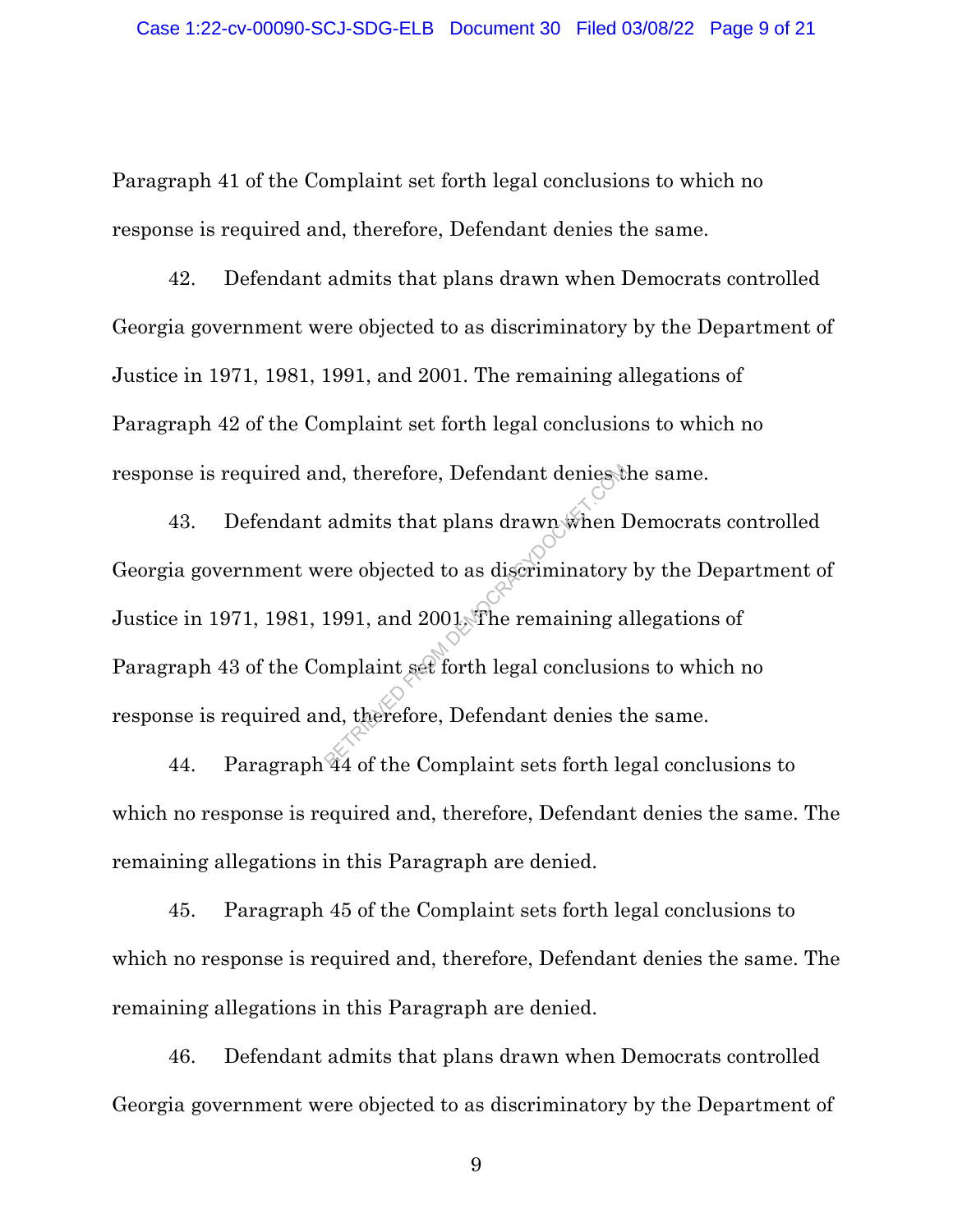Paragraph 41 of the Complaint set forth legal conclusions to which no response is required and, therefore, Defendant denies the same.

42. Defendant admits that plans drawn when Democrats controlled Georgia government were objected to as discriminatory by the Department of Justice in 1971, 1981, 1991, and 2001. The remaining allegations of Paragraph 42 of the Complaint set forth legal conclusions to which no response is required and, therefore, Defendant denies the same.

43. Defendant admits that plans drawn when Democrats controlled Georgia government were objected to as discriminatory by the Department of Justice in 1971, 1981, 1991, and 2001. The remaining allegations of Paragraph 43 of the Complaint set forth legal conclusions to which no response is required and, therefore, Defendant denies the same.

44. Paragraph 44 of the Complaint sets forth legal conclusions to which no response is required and, therefore, Defendant denies the same. The remaining allegations in this Paragraph are denied.

45. Paragraph 45 of the Complaint sets forth legal conclusions to which no response is required and, therefore, Defendant denies the same. The remaining allegations in this Paragraph are denied.

46. Defendant admits that plans drawn when Democrats controlled Georgia government were objected to as discriminatory by the Department of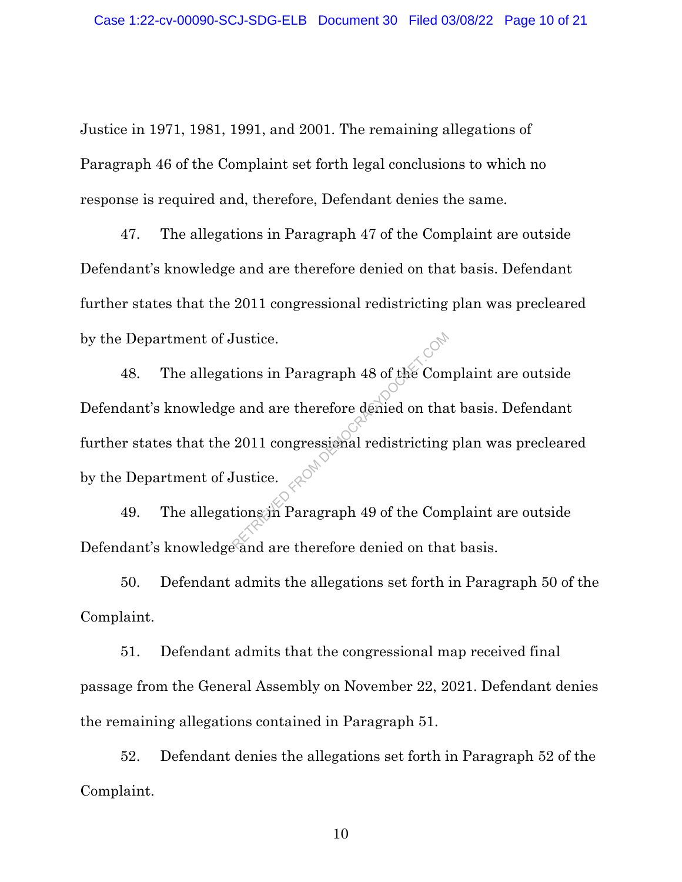Justice in 1971, 1981, 1991, and 2001. The remaining allegations of Paragraph 46 of the Complaint set forth legal conclusions to which no response is required and, therefore, Defendant denies the same.

47. The allegations in Paragraph 47 of the Complaint are outside Defendant's knowledge and are therefore denied on that basis. Defendant further states that the 2011 congressional redistricting plan was precleared by the Department of Justice.

48. The allegations in Paragraph 48 of the Complaint are outside Defendant's knowledge and are therefore denied on that basis. Defendant further states that the 2011 congressional redistricting plan was precleared by the Department of Justice.

49. The allegations in Paragraph 49 of the Complaint are outside Defendant's knowledge and are therefore denied on that basis.

50. Defendant admits the allegations set forth in Paragraph 50 of the Complaint.

51. Defendant admits that the congressional map received final passage from the General Assembly on November 22, 2021. Defendant denies the remaining allegations contained in Paragraph 51.

52. Defendant denies the allegations set forth in Paragraph 52 of the Complaint.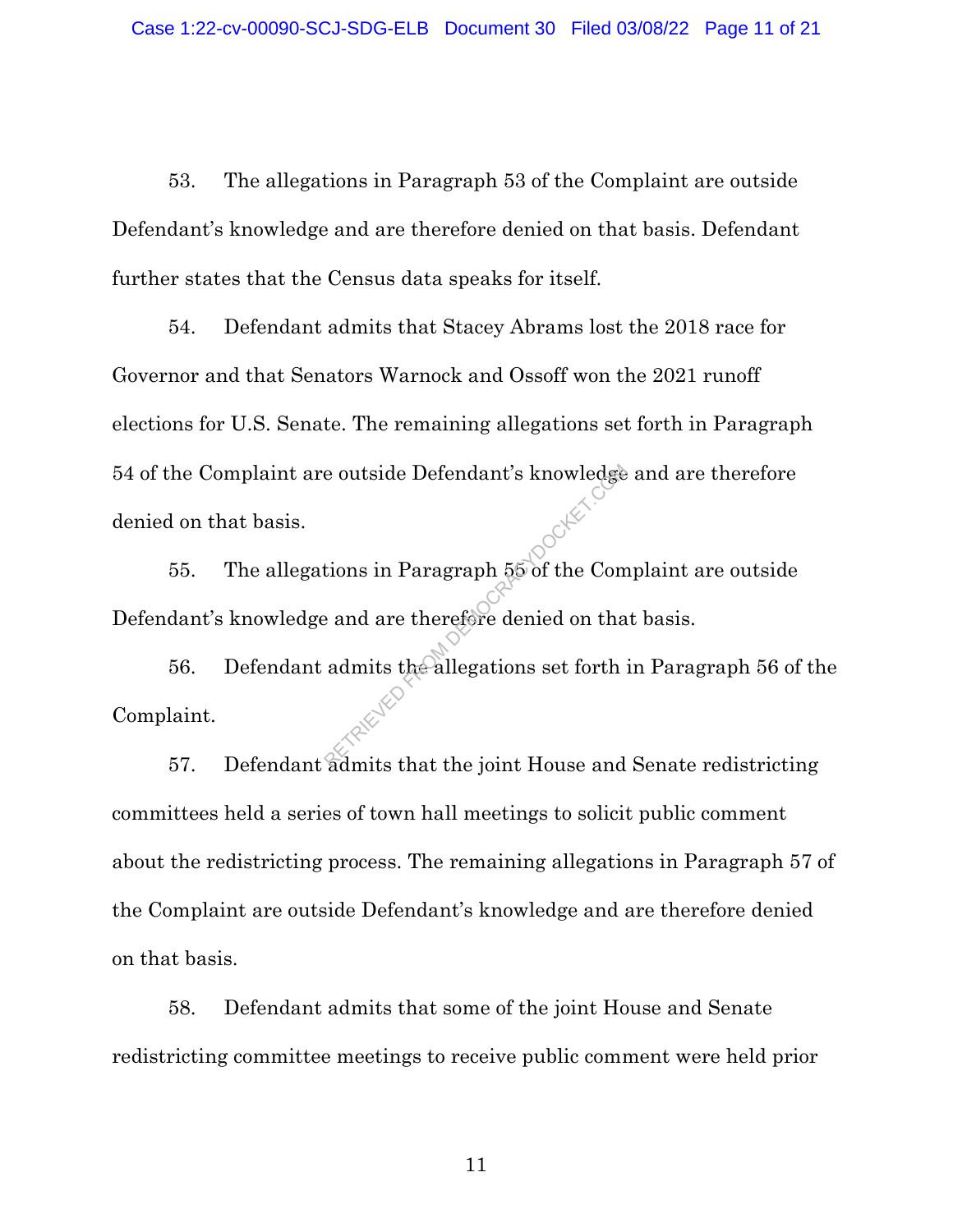53. The allegations in Paragraph 53 of the Complaint are outside Defendant's knowledge and are therefore denied on that basis. Defendant further states that the Census data speaks for itself.

54. Defendant admits that Stacey Abrams lost the 2018 race for Governor and that Senators Warnock and Ossoff won the 2021 runoff elections for U.S. Senate. The remaining allegations set forth in Paragraph 54 of the Complaint are outside Defendant's knowledge and are therefore denied on that basis.

55. The allegations in Paragraph 55 of the Complaint are outside Defendant's knowledge and are therefore denied on that basis.

56. Defendant admits the allegations set forth in Paragraph 56 of the Complaint.

57. Defendant admits that the joint House and Senate redistricting committees held a series of town hall meetings to solicit public comment about the redistricting process. The remaining allegations in Paragraph 57 of the Complaint are outside Defendant's knowledge and are therefore denied on that basis.

58. Defendant admits that some of the joint House and Senate redistricting committee meetings to receive public comment were held prior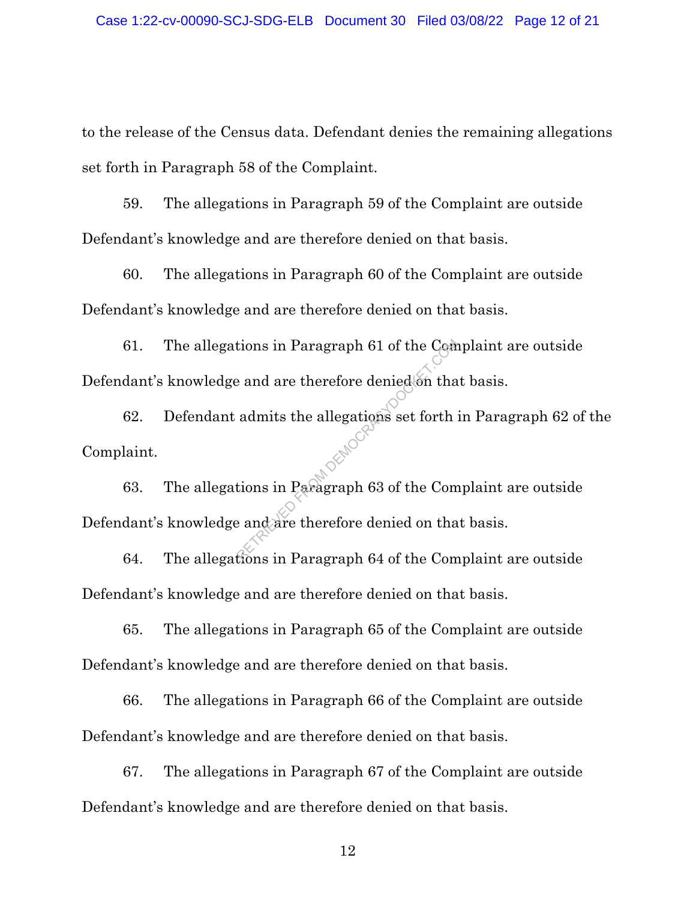to the release of the Census data. Defendant denies the remaining allegations set forth in Paragraph 58 of the Complaint.

59. The allegations in Paragraph 59 of the Complaint are outside Defendant's knowledge and are therefore denied on that basis.

60. The allegations in Paragraph 60 of the Complaint are outside Defendant's knowledge and are therefore denied on that basis.

61. The allegations in Paragraph 61 of the Complaint are outside Defendant's knowledge and are therefore denied on that basis.

62. Defendant admits the allegations set forth in Paragraph 62 of the Complaint.

63. The allegations in Paragraph 63 of the Complaint are outside Defendant's knowledge and are therefore denied on that basis.

64. The allegations in Paragraph 64 of the Complaint are outside Defendant's knowledge and are therefore denied on that basis.

65. The allegations in Paragraph 65 of the Complaint are outside Defendant's knowledge and are therefore denied on that basis.

66. The allegations in Paragraph 66 of the Complaint are outside Defendant's knowledge and are therefore denied on that basis.

67. The allegations in Paragraph 67 of the Complaint are outside Defendant's knowledge and are therefore denied on that basis.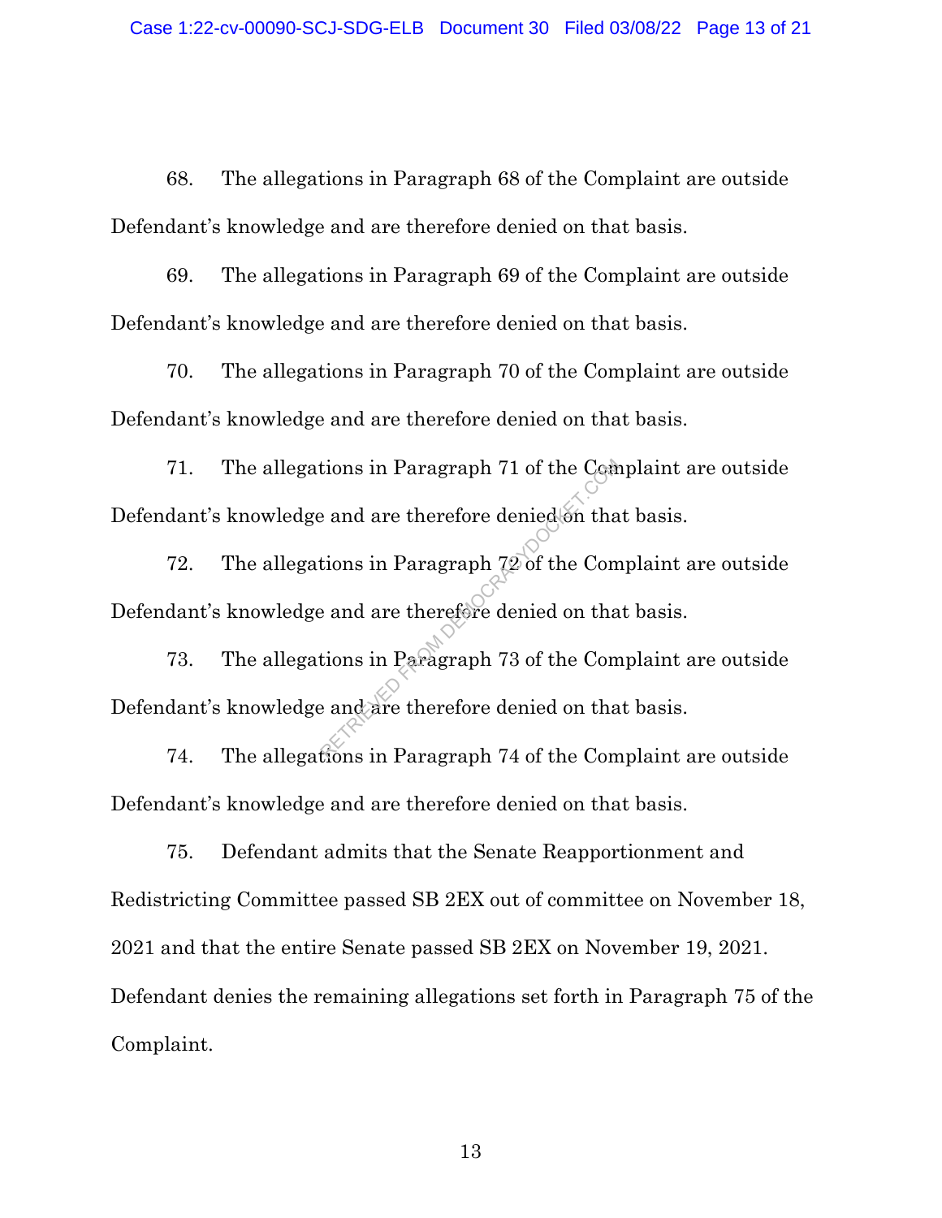68. The allegations in Paragraph 68 of the Complaint are outside Defendant's knowledge and are therefore denied on that basis.

69. The allegations in Paragraph 69 of the Complaint are outside Defendant's knowledge and are therefore denied on that basis.

70. The allegations in Paragraph 70 of the Complaint are outside Defendant's knowledge and are therefore denied on that basis.

71. The allegations in Paragraph 71 of the Complaint are outside Defendant's knowledge and are therefore denied on that basis.

72. The allegations in Paragraph 72 of the Complaint are outside Defendant's knowledge and are therefore denied on that basis.

73. The allegations in Paragraph 73 of the Complaint are outside Defendant's knowledge and are therefore denied on that basis.

74. The allegations in Paragraph 74 of the Complaint are outside Defendant's knowledge and are therefore denied on that basis.

75. Defendant admits that the Senate Reapportionment and Redistricting Committee passed SB 2EX out of committee on November 18, 2021 and that the entire Senate passed SB 2EX on November 19, 2021. Defendant denies the remaining allegations set forth in Paragraph 75 of the Complaint.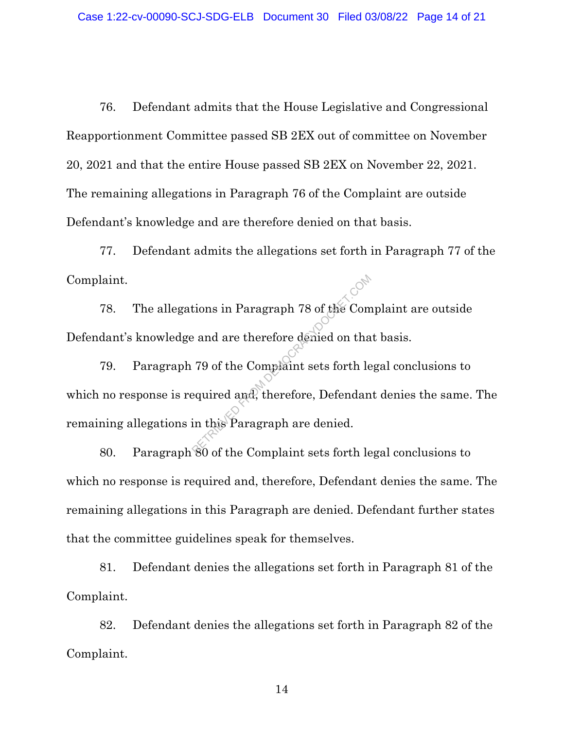76. Defendant admits that the House Legislative and Congressional Reapportionment Committee passed SB 2EX out of committee on November 20, 2021 and that the entire House passed SB 2EX on November 22, 2021. The remaining allegations in Paragraph 76 of the Complaint are outside Defendant's knowledge and are therefore denied on that basis.

77. Defendant admits the allegations set forth in Paragraph 77 of the Complaint.

78. The allegations in Paragraph 78 of the Complaint are outside Defendant's knowledge and are therefore denied on that basis.

79. Paragraph 79 of the Complaint sets forth legal conclusions to which no response is required and, therefore, Defendant denies the same. The remaining allegations in this Paragraph are denied.

80. Paragraph 80 of the Complaint sets forth legal conclusions to which no response is required and, therefore, Defendant denies the same. The remaining allegations in this Paragraph are denied. Defendant further states that the committee guidelines speak for themselves.

81. Defendant denies the allegations set forth in Paragraph 81 of the Complaint.

82. Defendant denies the allegations set forth in Paragraph 82 of the Complaint.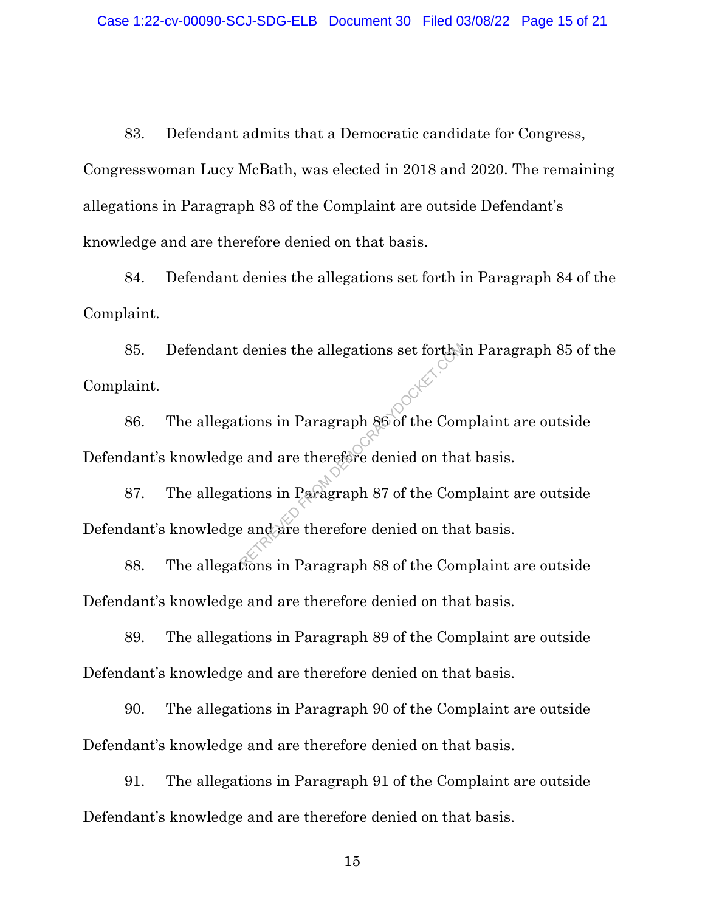83. Defendant admits that a Democratic candidate for Congress, Congresswoman Lucy McBath, was elected in 2018 and 2020. The remaining allegations in Paragraph 83 of the Complaint are outside Defendant's knowledge and are therefore denied on that basis.

84. Defendant denies the allegations set forth in Paragraph 84 of the Complaint.

85. Defendant denies the allegations set forth in Paragraph 85 of the Complaint.

86. The allegations in Paragraph 86 of the Complaint are outside Defendant's knowledge and are therefore denied on that basis.

87. The allegations in Paragraph 87 of the Complaint are outside Defendant's knowledge and are therefore denied on that basis.

88. The allegations in Paragraph 88 of the Complaint are outside Defendant's knowledge and are therefore denied on that basis.

89. The allegations in Paragraph 89 of the Complaint are outside Defendant's knowledge and are therefore denied on that basis.

90. The allegations in Paragraph 90 of the Complaint are outside Defendant's knowledge and are therefore denied on that basis.

91. The allegations in Paragraph 91 of the Complaint are outside Defendant's knowledge and are therefore denied on that basis.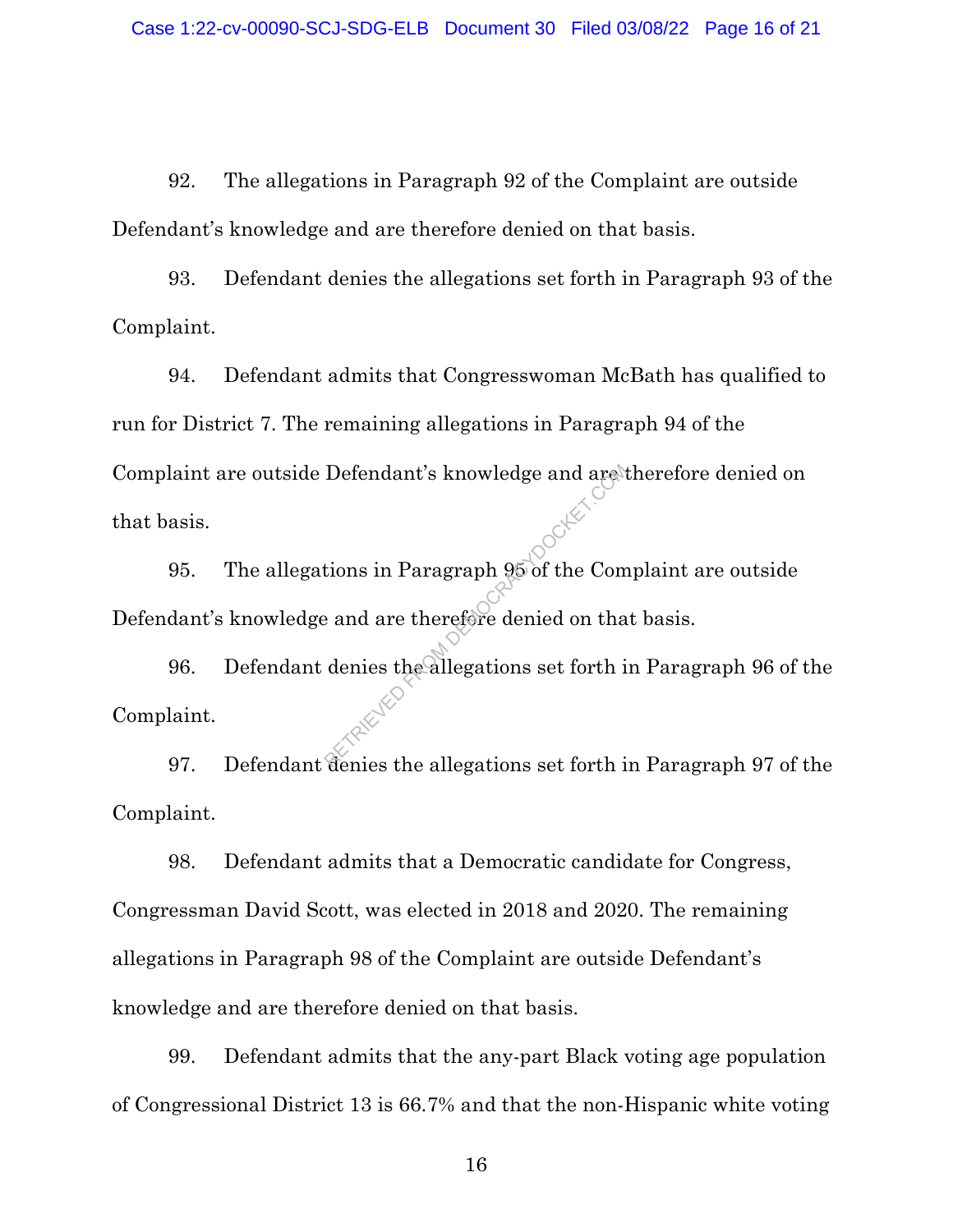92. The allegations in Paragraph 92 of the Complaint are outside Defendant's knowledge and are therefore denied on that basis.

93. Defendant denies the allegations set forth in Paragraph 93 of the Complaint.

94. Defendant admits that Congresswoman McBath has qualified to run for District 7. The remaining allegations in Paragraph 94 of the Complaint are outside Defendant's knowledge and are therefore denied on that basis.

95. The allegations in Paragraph 95 of the Complaint are outside Defendant's knowledge and are therefore denied on that basis.

96. Defendant denies the allegations set forth in Paragraph 96 of the Complaint.

97. Defendant denies the allegations set forth in Paragraph 97 of the Complaint.

98. Defendant admits that a Democratic candidate for Congress, Congressman David Scott, was elected in 2018 and 2020. The remaining allegations in Paragraph 98 of the Complaint are outside Defendant's knowledge and are therefore denied on that basis.

99. Defendant admits that the any-part Black voting age population of Congressional District 13 is 66.7% and that the non-Hispanic white voting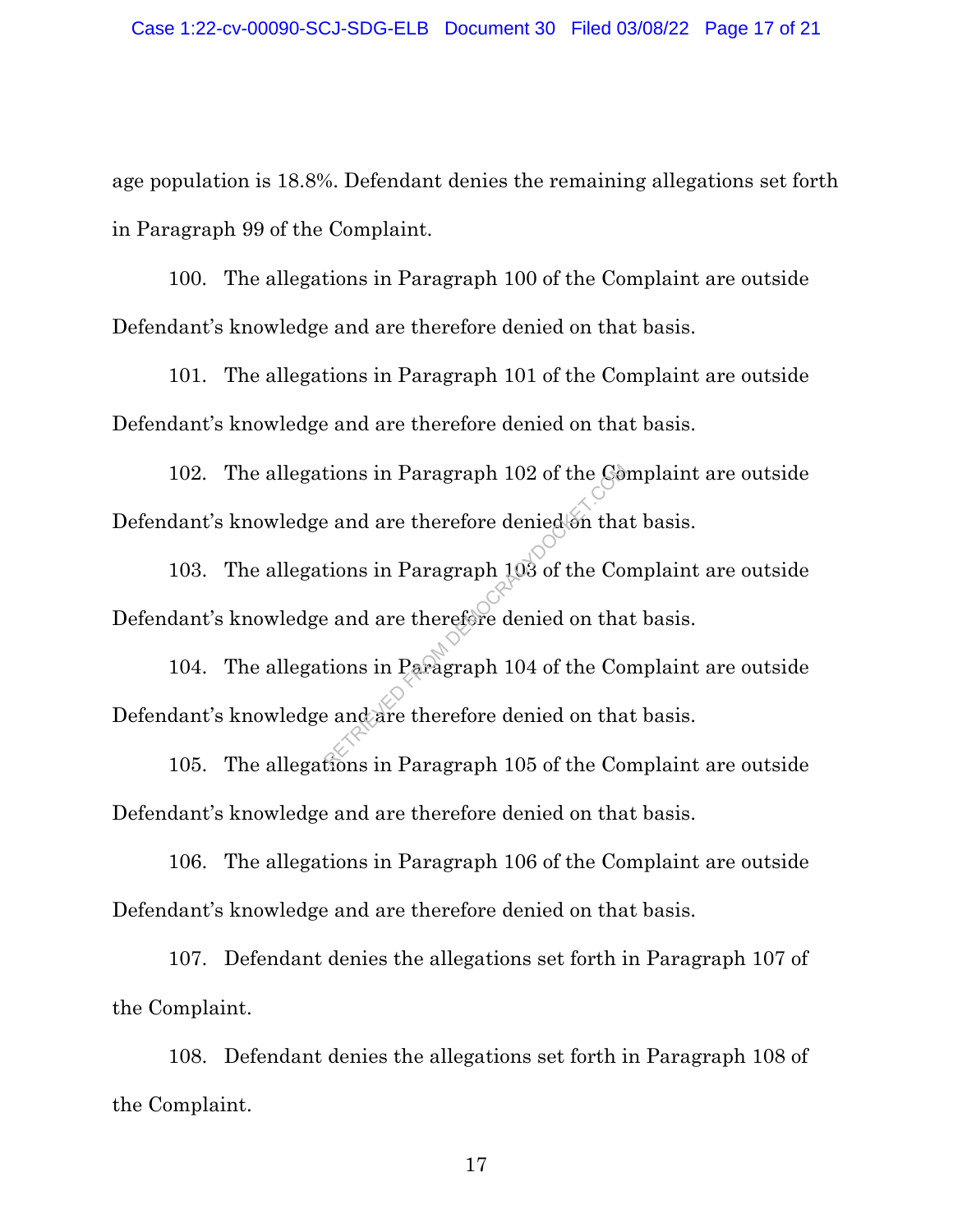age population is 18.8%. Defendant denies the remaining allegations set forth in Paragraph 99 of the Complaint.

100. The allegations in Paragraph 100 of the Complaint are outside Defendant's knowledge and are therefore denied on that basis.

101. The allegations in Paragraph 101 of the Complaint are outside Defendant's knowledge and are therefore denied on that basis.

102. The allegations in Paragraph 102 of the Complaint are outside Defendant's knowledge and are therefore denied on that basis.

103. The allegations in Paragraph 103 of the Complaint are outside Defendant's knowledge and are therefore denied on that basis.

104. The allegations in Paragraph 104 of the Complaint are outside Defendant's knowledge and are therefore denied on that basis.

105. The allegations in Paragraph 105 of the Complaint are outside Defendant's knowledge and are therefore denied on that basis.

106. The allegations in Paragraph 106 of the Complaint are outside Defendant's knowledge and are therefore denied on that basis.

107. Defendant denies the allegations set forth in Paragraph 107 of the Complaint.

108. Defendant denies the allegations set forth in Paragraph 108 of the Complaint.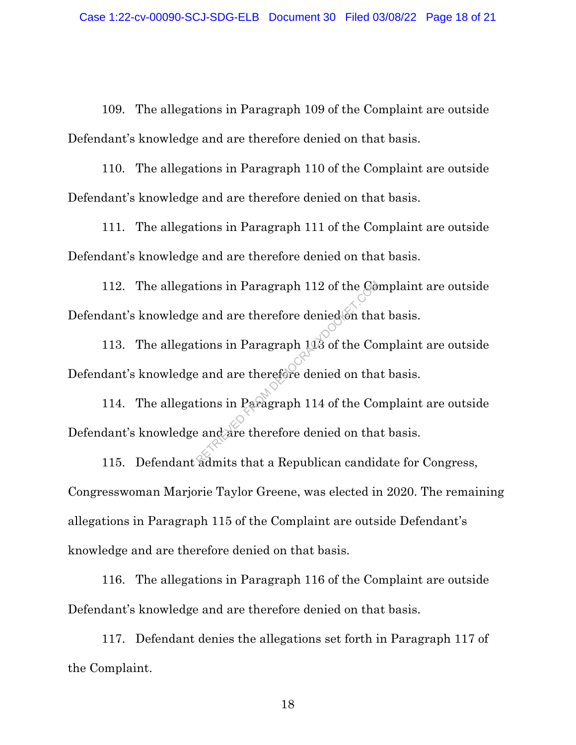109. The allegations in Paragraph 109 of the Complaint are outside Defendant's knowledge and are therefore denied on that basis.

110. The allegations in Paragraph 110 of the Complaint are outside Defendant's knowledge and are therefore denied on that basis.

111. The allegations in Paragraph 111 of the Complaint are outside Defendant's knowledge and are therefore denied on that basis.

112. The allegations in Paragraph 112 of the Complaint are outside Defendant's knowledge and are therefore denied on that basis.

113. The allegations in Paragraph 113 of the Complaint are outside Defendant's knowledge and are therefore denied on that basis.

114. The allegations in Paragraph 114 of the Complaint are outside Defendant's knowledge and are therefore denied on that basis.

115. Defendant admits that a Republican candidate for Congress, Congresswoman Marjorie Taylor Greene, was elected in 2020. The remaining allegations in Paragraph 115 of the Complaint are outside Defendant's knowledge and are therefore denied on that basis.

116. The allegations in Paragraph 116 of the Complaint are outside Defendant's knowledge and are therefore denied on that basis.

117. Defendant denies the allegations set forth in Paragraph 117 of the Complaint.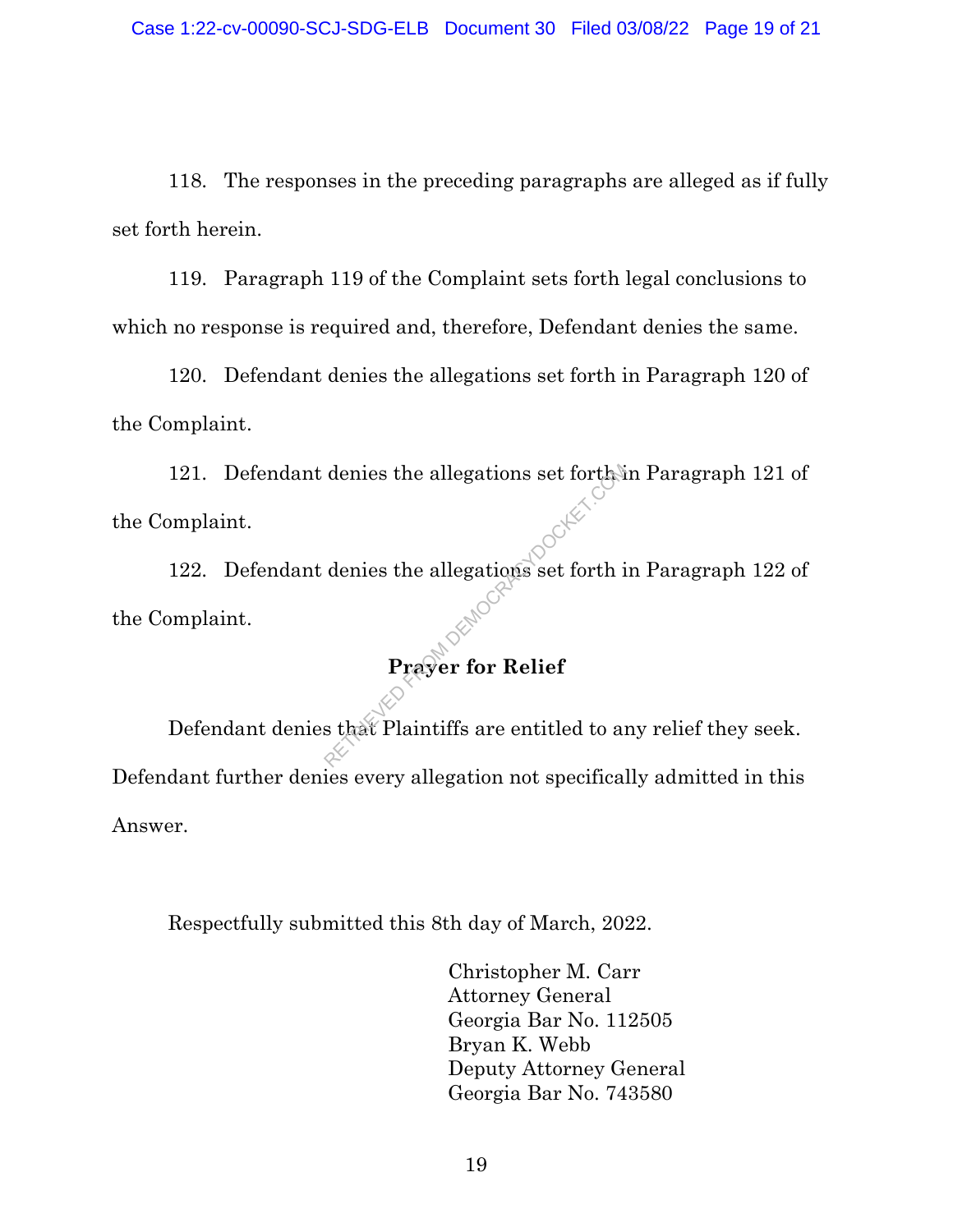118. The responses in the preceding paragraphs are alleged as if fully set forth herein.

119. Paragraph 119 of the Complaint sets forth legal conclusions to which no response is required and, therefore, Defendant denies the same.

120. Defendant denies the allegations set forth in Paragraph 120 of the Complaint.

121. Defendant denies the allegations set forth in Paragraph 121 of the Complaint.

122. Defendant denies the allegations set forth in Paragraph 122 of the Complaint.

**Prayer for Relief**

Defendant denies that Plaintiffs are entitled to any relief they seek. Defendant further denies every allegation not specifically admitted in this Answer.

Respectfully submitted this 8th day of March, 2022.

Christopher M. Carr
Attorney General
Georgia Bar No. 112505
Bryan K. Webb
Deputy Attorney General
Georgia Bar No. 743580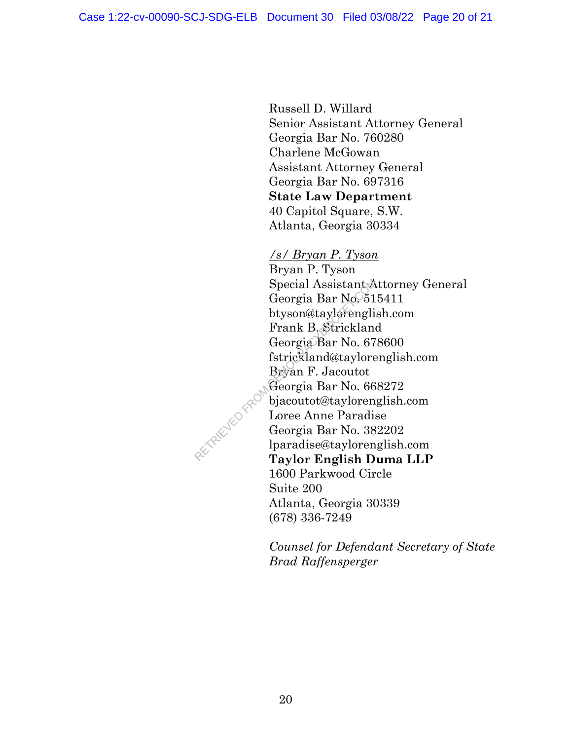Russell D. Willard
Senior Assistant Attorney General
Georgia Bar No. 760280
Charlene McGowan
Assistant Attorney General
Georgia Bar No. 697316
**State Law Department**
40 Capitol Square, S.W.
Atlanta, Georgia 30334

*<u>/s/ Bryan P. Tyson</u>*
Bryan P. Tyson
Special Assistant Attorney General
Georgia Bar No. 515411
btyson@taylorenglish.com
Frank B. Strickland
Georgia Bar No. 678600
fstrickland@taylorenglish.com
Bryan F. Jacoutot
Georgia Bar No. 668272
bjacoutot@taylorenglish.com
Loree Anne Paradise
Georgia Bar No. 382202
lparadise@taylorenglish.com
**Taylor English Duma LLP**
1600 Parkwood Circle
Suite 200
Atlanta, Georgia 30339
(678) 336-7249

*Counsel for Defendant Secretary of State Brad Raffensperger*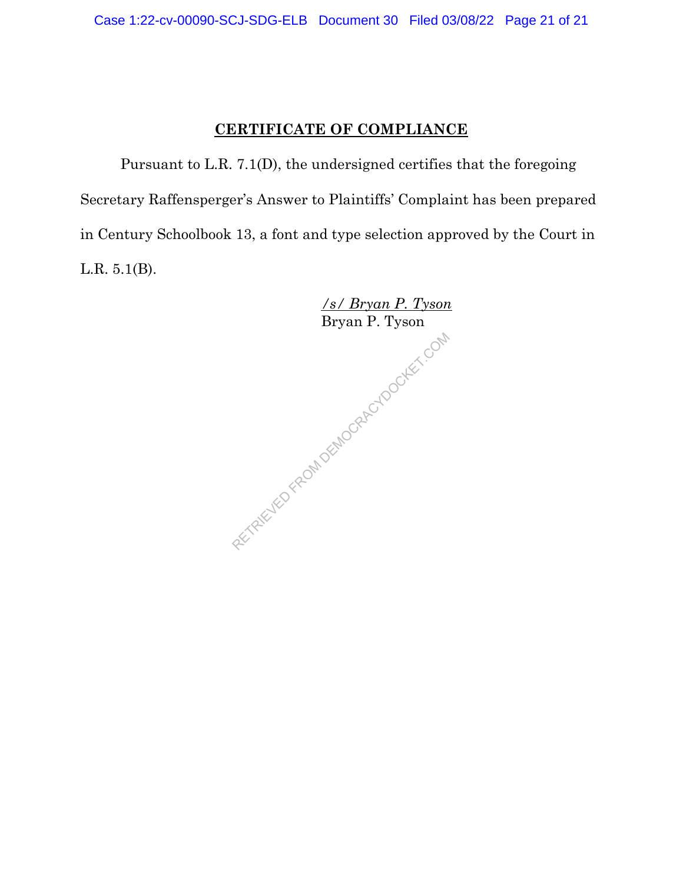## **CERTIFICATE OF COMPLIANCE**

Pursuant to L.R. 7.1(D), the undersigned certifies that the foregoing Secretary Raffensperger's Answer to Plaintiffs' Complaint has been prepared in Century Schoolbook 13, a font and type selection approved by the Court in L.R. 5.1(B).

*/s/ Bryan P. Tyson*
Bryan P. Tyson